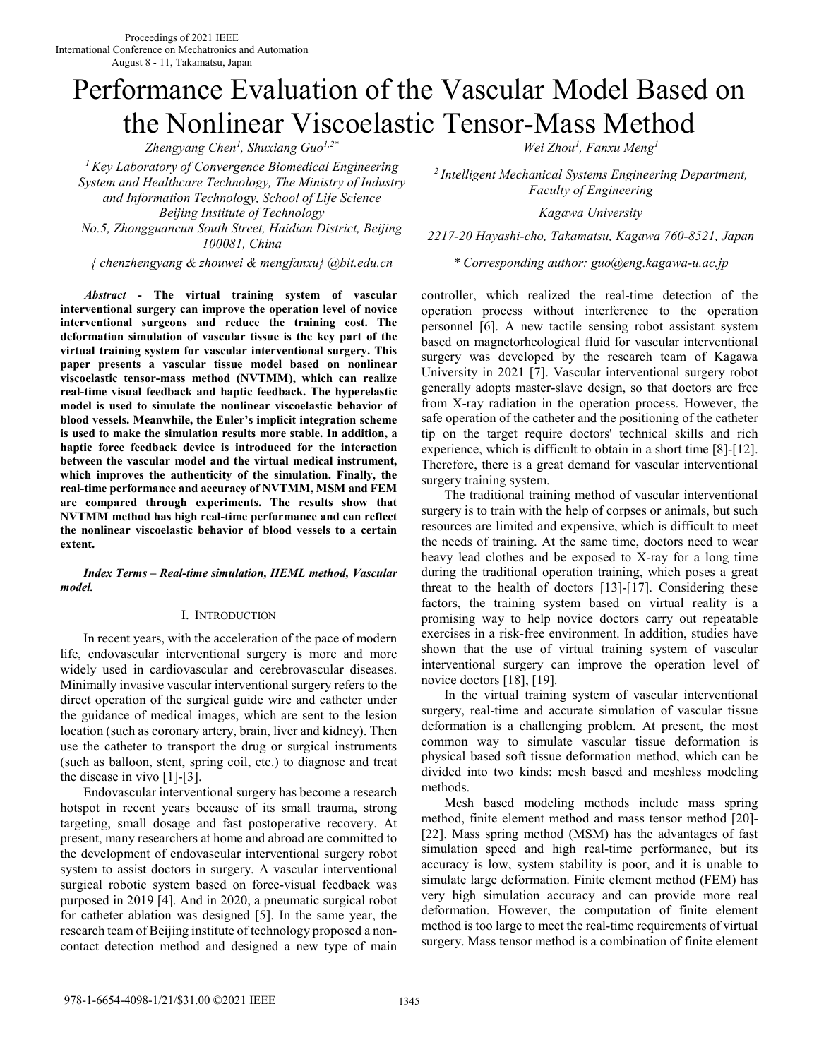# Performance Evaluation of the Vascular Model Based on the Nonlinear Viscoelastic Tensor-Mass Method

*Zhengyang Chen[1], Shuxiang Guo[1,2*]*

*Wei Zhou[1], Fanxu Meng[1]*

*[1] Key Laboratory of Convergence Biomedical Engineering System and Healthcare Technology, The Ministry of Industry and Information Technology, School of Life Science Beijing Institute of Technology*
*No.5, Zhongguancun South Street, Haidian District, Beijing 100081, China*
*{ chenzhengyang & zhouwei & mengfanxu} @bit.edu.cn*

*[2] Intelligent Mechanical Systems Engineering Department, Faculty of Engineering*
*Kagawa University*
*2217-20 Hayashi-cho, Takamatsu, Kagawa 760-8521, Japan*
*\* Corresponding author: guo@eng.kagawa-u.ac.jp*

***Abstract* - The virtual training system of vascular interventional surgery can improve the operation level of novice interventional surgeons and reduce the training cost. The deformation simulation of vascular tissue is the key part of the virtual training system for vascular interventional surgery. This paper presents a vascular tissue model based on nonlinear viscoelastic tensor-mass method (NVTMM), which can realize real-time visual feedback and haptic feedback. The hyperelastic model is used to simulate the nonlinear viscoelastic behavior of blood vessels. Meanwhile, the Euler's implicit integration scheme is used to make the simulation results more stable. In addition, a haptic force feedback device is introduced for the interaction between the vascular model and the virtual medical instrument, which improves the authenticity of the simulation. Finally, the real-time performance and accuracy of NVTMM, MSM and FEM are compared through experiments. The results show that NVTMM method has high real-time performance and can reflect the nonlinear viscoelastic behavior of blood vessels to a certain extent.**

***Index Terms – Real-time simulation, HEML method, Vascular model.***

## I. Introduction

In recent years, with the acceleration of the pace of modern life, endovascular interventional surgery is more and more widely used in cardiovascular and cerebrovascular diseases. Minimally invasive vascular interventional surgery refers to the direct operation of the surgical guide wire and catheter under the guidance of medical images, which are sent to the lesion location (such as coronary artery, brain, liver and kidney). Then use the catheter to transport the drug or surgical instruments (such as balloon, stent, spring coil, etc.) to diagnose and treat the disease in vivo [1]-[3].

Endovascular interventional surgery has become a research hotspot in recent years because of its small trauma, strong targeting, small dosage and fast postoperative recovery. At present, many researchers at home and abroad are committed to the development of endovascular interventional surgery robot system to assist doctors in surgery. A vascular interventional surgical robotic system based on force-visual feedback was purposed in 2019 [4]. And in 2020, a pneumatic surgical robot for catheter ablation was designed [5]. In the same year, the research team of Beijing institute of technology proposed a non-contact detection method and designed a new type of main controller, which realized the real-time detection of the operation process without interference to the operation personnel [6]. A new tactile sensing robot assistant system based on magnetorheological fluid for vascular interventional surgery was developed by the research team of Kagawa University in 2021 [7]. Vascular interventional surgery robot generally adopts master-slave design, so that doctors are free from X-ray radiation in the operation process. However, the safe operation of the catheter and the positioning of the catheter tip on the target require doctors' technical skills and rich experience, which is difficult to obtain in a short time [8]-[12]. Therefore, there is a great demand for vascular interventional surgery training system.

The traditional training method of vascular interventional surgery is to train with the help of corpses or animals, but such resources are limited and expensive, which is difficult to meet the needs of training. At the same time, doctors need to wear heavy lead clothes and be exposed to X-ray for a long time during the traditional operation training, which poses a great threat to the health of doctors [13]-[17]. Considering these factors, the training system based on virtual reality is a promising way to help novice doctors carry out repeatable exercises in a risk-free environment. In addition, studies have shown that the use of virtual training system of vascular interventional surgery can improve the operation level of novice doctors [18], [19].

In the virtual training system of vascular interventional surgery, real-time and accurate simulation of vascular tissue deformation is a challenging problem. At present, the most common way to simulate vascular tissue deformation is physical based soft tissue deformation method, which can be divided into two kinds: mesh based and meshless modeling methods.

Mesh based modeling methods include mass spring method, finite element method and mass tensor method [20]-[22]. Mass spring method (MSM) has the advantages of fast simulation speed and high real-time performance, but its accuracy is low, system stability is poor, and it is unable to simulate large deformation. Finite element method (FEM) has very high simulation accuracy and can provide more real deformation. However, the computation of finite element method is too large to meet the real-time requirements of virtual surgery. Mass tensor method is a combination of finite element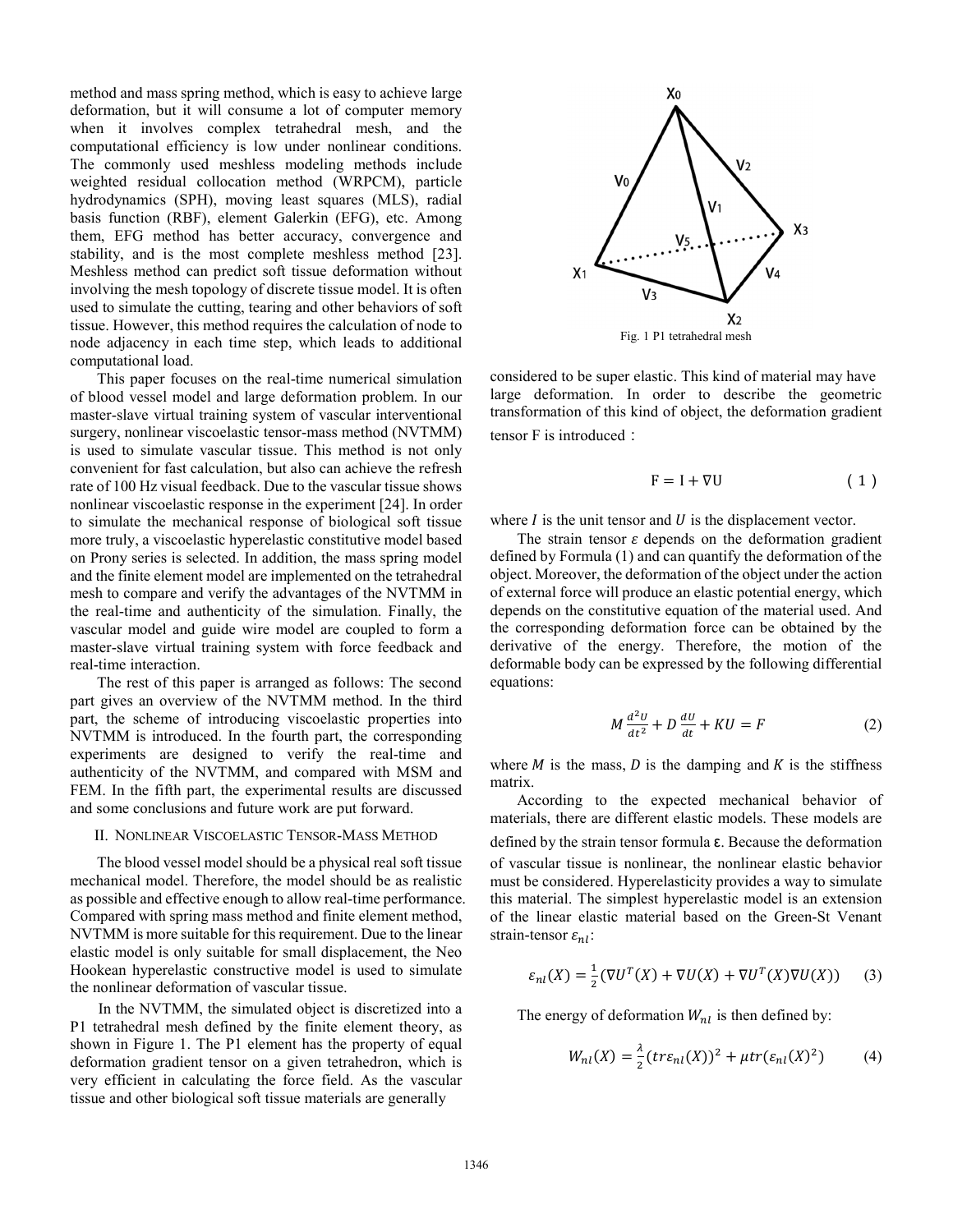method and mass spring method, which is easy to achieve large deformation, but it will consume a lot of computer memory when it involves complex tetrahedral mesh, and the computational efficiency is low under nonlinear conditions. The commonly used meshless modeling methods include weighted residual collocation method (WRPCM), particle hydrodynamics (SPH), moving least squares (MLS), radial basis function (RBF), element Galerkin (EFG), etc. Among them, EFG method has better accuracy, convergence and stability, and is the most complete meshless method [23]. Meshless method can predict soft tissue deformation without involving the mesh topology of discrete tissue model. It is often used to simulate the cutting, tearing and other behaviors of soft tissue. However, this method requires the calculation of node to node adjacency in each time step, which leads to additional computational load.

This paper focuses on the real-time numerical simulation of blood vessel model and large deformation problem. In our master-slave virtual training system of vascular interventional surgery, nonlinear viscoelastic tensor-mass method (NVTMM) is used to simulate vascular tissue. This method is not only convenient for fast calculation, but also can achieve the refresh rate of 100 Hz visual feedback. Due to the vascular tissue shows nonlinear viscoelastic response in the experiment [24]. In order to simulate the mechanical response of biological soft tissue more truly, a viscoelastic hyperelastic constitutive model based on Prony series is selected. In addition, the mass spring model and the finite element model are implemented on the tetrahedral mesh to compare and verify the advantages of the NVTMM in the real-time and authenticity of the simulation. Finally, the vascular model and guide wire model are coupled to form a master-slave virtual training system with force feedback and real-time interaction.

The rest of this paper is arranged as follows: The second part gives an overview of the NVTMM method. In the third part, the scheme of introducing viscoelastic properties into NVTMM is introduced. In the fourth part, the corresponding experiments are designed to verify the real-time and authenticity of the NVTMM, and compared with MSM and FEM. In the fifth part, the experimental results are discussed and some conclusions and future work are put forward.

## II. Nonlinear Viscoelastic Tensor-Mass Method

The blood vessel model should be a physical real soft tissue mechanical model. Therefore, the model should be as realistic as possible and effective enough to allow real-time performance. Compared with spring mass method and finite element method, NVTMM is more suitable for this requirement. Due to the linear elastic model is only suitable for small displacement, the Neo Hookean hyperelastic constructive model is used to simulate the nonlinear deformation of vascular tissue.

In the NVTMM, the simulated object is discretized into a P1 tetrahedral mesh defined by the finite element theory, as shown in Figure 1. The P1 element has the property of equal deformation gradient tensor on a given tetrahedron, which is very efficient in calculating the force field. As the vascular tissue and other biological soft tissue materials are generally considered to be super elastic. This kind of material may have large deformation. In order to describe the geometric transformation of this kind of object, the deformation gradient tensor F is introduced：

Fig. 1 P1 tetrahedral mesh

$$F = I + \nabla U \qquad (1)$$

where $I$ is the unit tensor and $U$ is the displacement vector.

The strain tensor $\varepsilon$ depends on the deformation gradient defined by Formula (1) and can quantify the deformation of the object. Moreover, the deformation of the object under the action of external force will produce an elastic potential energy, which depends on the constitutive equation of the material used. And the corresponding deformation force can be obtained by the derivative of the energy. Therefore, the motion of the deformable body can be expressed by the following differential equations:

$$M\frac{d^2U}{dt^2} + D\frac{dU}{dt} + KU = F \qquad (2)$$

where $M$ is the mass, $D$ is the damping and $K$ is the stiffness matrix.

According to the expected mechanical behavior of materials, there are different elastic models. These models are defined by the strain tensor formula $\varepsilon$. Because the deformation of vascular tissue is nonlinear, the nonlinear elastic behavior must be considered. Hyperelasticity provides a way to simulate this material. The simplest hyperelastic model is an extension of the linear elastic material based on the Green-St Venant strain-tensor $\varepsilon_{nl}$:

$$\varepsilon_{nl}(X) = \frac{1}{2}(\nabla U^T(X) + \nabla U(X) + \nabla U^T(X)\nabla U(X)) \qquad (3)$$

The energy of deformation $W_{nl}$ is then defined by:

$$W_{nl}(X) = \frac{\lambda}{2}(tr\varepsilon_{nl}(X))^2 + \mu tr(\varepsilon_{nl}(X)^2) \qquad (4)$$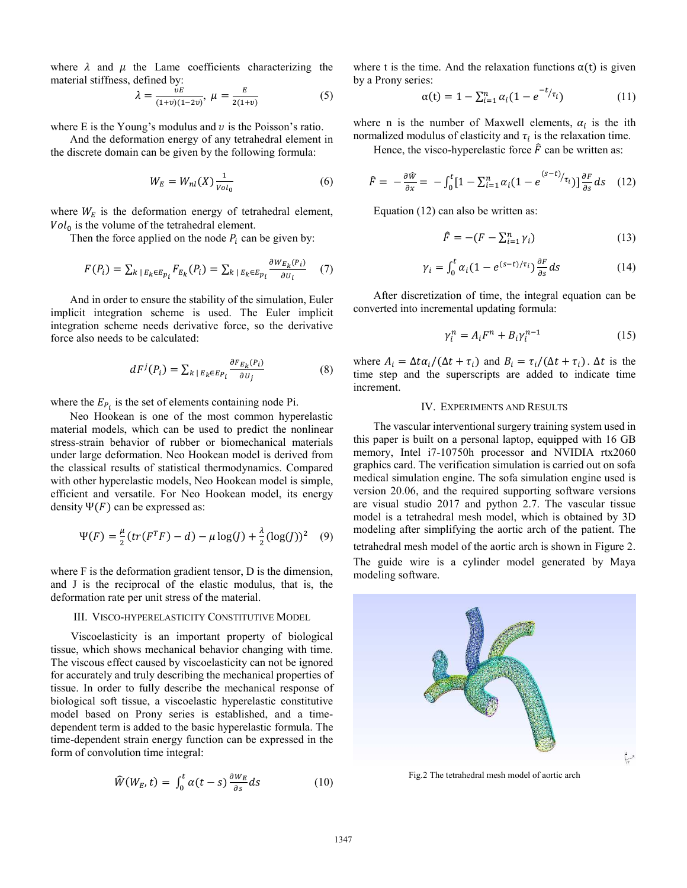where $\lambda$ and $\mu$ the Lame coefficients characterizing the material stiffness, defined by:

$$\lambda = \frac{\upsilon E}{(1+\upsilon)(1-2\upsilon)},\ \mu = \frac{E}{2(1+\upsilon)} \tag{5}$$

where E is the Young's modulus and $\upsilon$ is the Poisson's ratio.

And the deformation energy of any tetrahedral element in the discrete domain can be given by the following formula:

$$W_E = W_{nl}(X)\frac{1}{Vol_0} \tag{6}$$

where $W_E$ is the deformation energy of tetrahedral element, $Vol_0$ is the volume of the tetrahedral element.

Then the force applied on the node $P_i$ can be given by:

$$F(P_i) = \sum_{k\ |\ E_k \in E_{p_i}} F_{E_k}(P_i) = \sum_{k\ |\ E_k \in E_{p_i}} \frac{\partial W_{E_k}(P_i)}{\partial U_i} \tag{7}$$

And in order to ensure the stability of the simulation, Euler implicit integration scheme is used. The Euler implicit integration scheme needs derivative force, so the derivative force also needs to be calculated:

$$dF^j(P_i) = \sum_{k\ |\ E_k \in E_{P_i}} \frac{\partial F_{E_k}(P_i)}{\partial U_j} \tag{8}$$

where the $E_{P_i}$ is the set of elements containing node Pi.

Neo Hookean is one of the most common hyperelastic material models, which can be used to predict the nonlinear stress-strain behavior of rubber or biomechanical materials under large deformation. Neo Hookean model is derived from the classical results of statistical thermodynamics. Compared with other hyperelastic models, Neo Hookean model is simple, efficient and versatile. For Neo Hookean model, its energy density $\Psi(F)$ can be expressed as:

$$\Psi(F) = \frac{\mu}{2}(tr(F^T F) - d) - \mu \log(J) + \frac{\lambda}{2}(\log(J))^2 \tag{9}$$

where F is the deformation gradient tensor, D is the dimension, and J is the reciprocal of the elastic modulus, that is, the deformation rate per unit stress of the material.

## III. Visco-Hyperelasticity Constitutive Model

Viscoelasticity is an important property of biological tissue, which shows mechanical behavior changing with time. The viscous effect caused by viscoelasticity can not be ignored for accurately and truly describing the mechanical properties of tissue. In order to fully describe the mechanical response of biological soft tissue, a viscoelastic hyperelastic constitutive model based on Prony series is established, and a time-dependent term is added to the basic hyperelastic formula. The time-dependent strain energy function can be expressed in the form of convolution time integral:

$$\widehat{W}(W_E, t) = \int_0^t \alpha(t-s)\frac{\partial W_E}{\partial s} ds \tag{10}$$

where t is the time. And the relaxation functions α(t) is given by a Prony series:

$$\alpha(t) = 1 - \sum_{i=1}^{n} \alpha_i (1 - e^{-t/\tau_i}) \tag{11}$$

where n is the number of Maxwell elements, $\alpha_i$ is the ith normalized modulus of elasticity and $\tau_i$ is the relaxation time.

Hence, the visco-hyperelastic force $\hat{F}$ can be written as:

$$\hat{F} = -\frac{\partial \widehat{W}}{\partial x} = -\int_0^t [1 - \sum_{i=1}^{n} \alpha_i (1 - e^{(s-t)/\tau_i})] \frac{\partial F}{\partial s} ds \tag{12}$$

Equation (12) can also be written as:

$$\hat{F} = -(F - \sum_{i=1}^{n} \gamma_i) \tag{13}$$

$$\gamma_i = \int_0^t \alpha_i (1 - e^{(s-t)/\tau_i}) \frac{\partial F}{\partial s} ds \tag{14}$$

After discretization of time, the integral equation can be converted into incremental updating formula:

$$\gamma_i^n = A_i F^n + B_i \gamma_i^{n-1} \tag{15}$$

where $A_i = \Delta t \alpha_i / (\Delta t + \tau_i)$ and $B_i = \tau_i / (\Delta t + \tau_i)$. $\Delta t$ is the time step and the superscripts are added to indicate time increment.

## IV. Experiments and Results

The vascular interventional surgery training system used in this paper is built on a personal laptop, equipped with 16 GB memory, Intel i7-10750h processor and NVIDIA rtx2060 graphics card. The verification simulation is carried out on sofa medical simulation engine. The sofa simulation engine used is version 20.06, and the required supporting software versions are visual studio 2017 and python 2.7. The vascular tissue model is a tetrahedral mesh model, which is obtained by 3D modeling after simplifying the aortic arch of the patient. The tetrahedral mesh model of the aortic arch is shown in Figure 2. The guide wire is a cylinder model generated by Maya modeling software.

Fig.2 The tetrahedral mesh model of aortic arch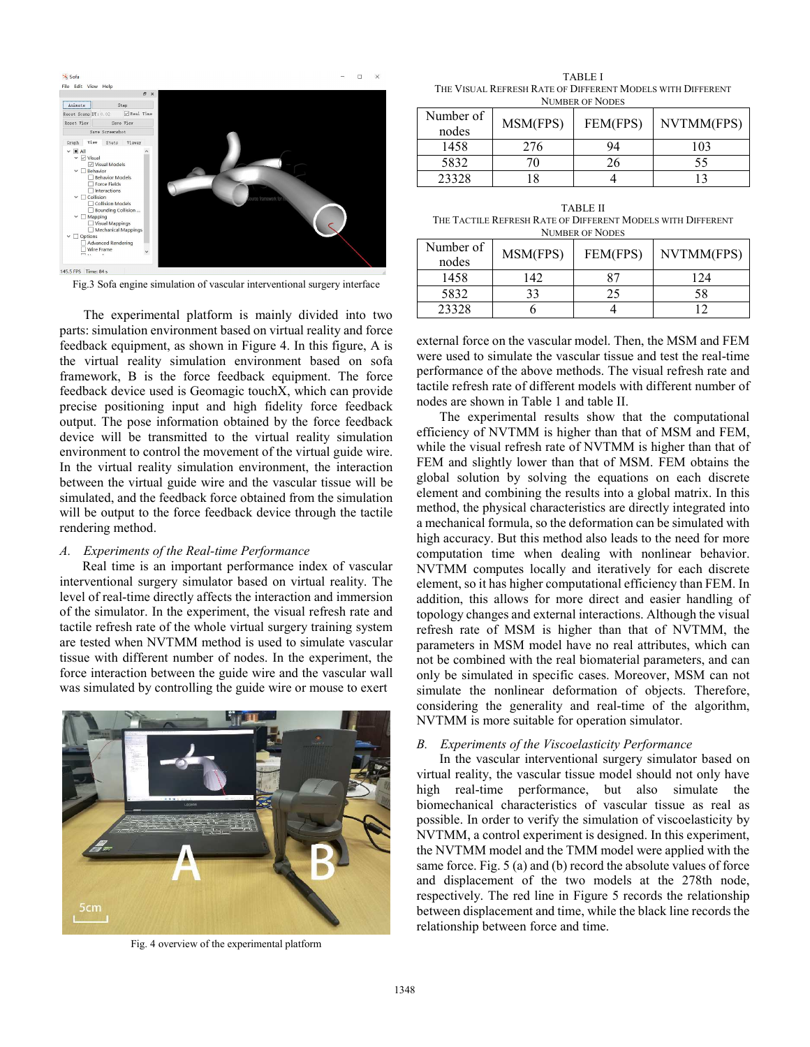Fig.3 Sofa engine simulation of vascular interventional surgery interface

The experimental platform is mainly divided into two parts: simulation environment based on virtual reality and force feedback equipment, as shown in Figure 4. In this figure, A is the virtual reality simulation environment based on sofa framework, B is the force feedback equipment. The force feedback device used is Geomagic touchX, which can provide precise positioning input and high fidelity force feedback output. The pose information obtained by the force feedback device will be transmitted to the virtual reality simulation environment to control the movement of the virtual guide wire. In the virtual reality simulation environment, the interaction between the virtual guide wire and the vascular tissue will be simulated, and the feedback force obtained from the simulation will be output to the force feedback device through the tactile rendering method.

### *A. Experiments of the Real-time Performance*

Real time is an important performance index of vascular interventional surgery simulator based on virtual reality. The level of real-time directly affects the interaction and immersion of the simulator. In the experiment, the visual refresh rate and tactile refresh rate of the whole virtual surgery training system are tested when NVTMM method is used to simulate vascular tissue with different number of nodes. In the experiment, the force interaction between the guide wire and the vascular wall was simulated by controlling the guide wire or mouse to exert external force on the vascular model. Then, the MSM and FEM were used to simulate the vascular tissue and test the real-time performance of the above methods. The visual refresh rate and tactile refresh rate of different models with different number of nodes are shown in Table 1 and table II.

Fig. 4 overview of the experimental platform

TABLE I
THE VISUAL REFRESH RATE OF DIFFERENT MODELS WITH DIFFERENT NUMBER OF NODES

| Number of nodes | MSM(FPS) | FEM(FPS) | NVTMM(FPS) |
|---|---|---|---|
| 1458 | 276 | 94 | 103 |
| 5832 | 70 | 26 | 55 |
| 23328 | 18 | 4 | 13 |

TABLE II
THE TACTILE REFRESH RATE OF DIFFERENT MODELS WITH DIFFERENT NUMBER OF NODES

| Number of nodes | MSM(FPS) | FEM(FPS) | NVTMM(FPS) |
|---|---|---|---|
| 1458 | 142 | 87 | 124 |
| 5832 | 33 | 25 | 58 |
| 23328 | 6 | 4 | 12 |

The experimental results show that the computational efficiency of NVTMM is higher than that of MSM and FEM, while the visual refresh rate of NVTMM is higher than that of FEM and slightly lower than that of MSM. FEM obtains the global solution by solving the equations on each discrete element and combining the results into a global matrix. In this method, the physical characteristics are directly integrated into a mechanical formula, so the deformation can be simulated with high accuracy. But this method also leads to the need for more computation time when dealing with nonlinear behavior. NVTMM computes locally and iteratively for each discrete element, so it has higher computational efficiency than FEM. In addition, this allows for more direct and easier handling of topology changes and external interactions. Although the visual refresh rate of MSM is higher than that of NVTMM, the parameters in MSM model have no real attributes, which can not be combined with the real biomaterial parameters, and can only be simulated in specific cases. Moreover, MSM can not simulate the nonlinear deformation of objects. Therefore, considering the generality and real-time of the algorithm, NVTMM is more suitable for operation simulator.

### *B. Experiments of the Viscoelasticity Performance*

In the vascular interventional surgery simulator based on virtual reality, the vascular tissue model should not only have high real-time performance, but also simulate the biomechanical characteristics of vascular tissue as real as possible. In order to verify the simulation of viscoelasticity by NVTMM, a control experiment is designed. In this experiment, the NVTMM model and the TMM model were applied with the same force. Fig. 5 (a) and (b) record the absolute values of force and displacement of the two models at the 278th node, respectively. The red line in Figure 5 records the relationship between displacement and time, while the black line records the relationship between force and time.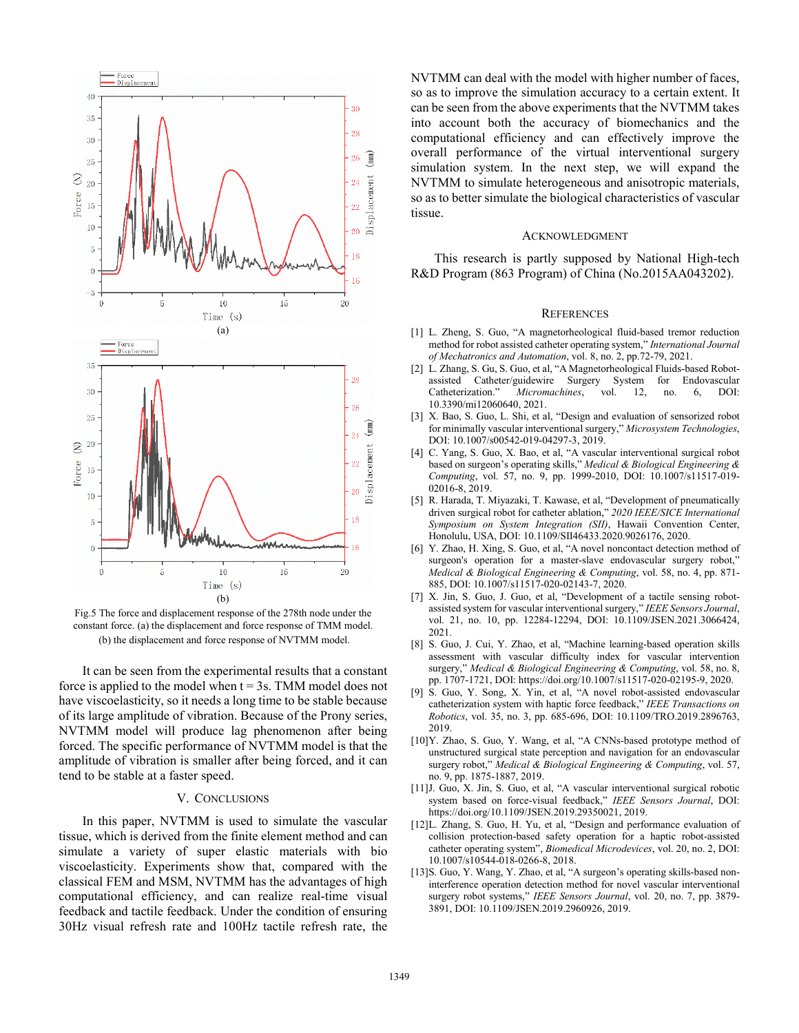Fig.5 The force and displacement response of the 278th node under the constant force. (a) the displacement and force response of TMM model. (b) the displacement and force response of NVTMM model.

It can be seen from the experimental results that a constant force is applied to the model when t = 3s. TMM model does not have viscoelasticity, so it needs a long time to be stable because of its large amplitude of vibration. Because of the Prony series, NVTMM model will produce lag phenomenon after being forced. The specific performance of NVTMM model is that the amplitude of vibration is smaller after being forced, and it can tend to be stable at a faster speed.

## V. Conclusions

In this paper, NVTMM is used to simulate the vascular tissue, which is derived from the finite element method and can simulate a variety of super elastic materials with bio viscoelasticity. Experiments show that, compared with the classical FEM and MSM, NVTMM has the advantages of high computational efficiency, and can realize real-time visual feedback and tactile feedback. Under the condition of ensuring 30Hz visual refresh rate and 100Hz tactile refresh rate, the NVTMM can deal with the model with higher number of faces, so as to improve the simulation accuracy to a certain extent. It can be seen from the above experiments that the NVTMM takes into account both the accuracy of biomechanics and the computational efficiency and can effectively improve the overall performance of the virtual interventional surgery simulation system. In the next step, we will expand the NVTMM to simulate heterogeneous and anisotropic materials, so as to better simulate the biological characteristics of vascular tissue.

## Acknowledgment

This research is partly supposed by National High-tech R&D Program (863 Program) of China (No.2015AA043202).

## References

[1] L. Zheng, S. Guo, "A magnetorheological fluid-based tremor reduction method for robot assisted catheter operating system," *International Journal of Mechatronics and Automation*, vol. 8, no. 2, pp.72-79, 2021.

[2] L. Zhang, S. Gu, S. Guo, et al, "A Magnetorheological Fluids-based Robot-assisted Catheter/guidewire Surgery System for Endovascular Catheterization." *Micromachines*, vol. 12, no. 6, DOI: 10.3390/mi12060640, 2021.

[3] X. Bao, S. Guo, L. Shi, et al, "Design and evaluation of sensorized robot for minimally vascular interventional surgery," *Microsystem Technologies*, DOI: 10.1007/s00542-019-04297-3, 2019.

[4] C. Yang, S. Guo, X. Bao, et al, "A vascular interventional surgical robot based on surgeon's operating skills," *Medical & Biological Engineering & Computing*, vol. 57, no. 9, pp. 1999-2010, DOI: 10.1007/s11517-019-02016-8, 2019.

[5] R. Harada, T. Miyazaki, T. Kawase, et al, "Development of pneumatically driven surgical robot for catheter ablation," *2020 IEEE/SICE International Symposium on System Integration (SII)*, Hawaii Convention Center, Honolulu, USA, DOI: 10.1109/SII46433.2020.9026176, 2020.

[6] Y. Zhao, H. Xing, S. Guo, et al, "A novel noncontact detection method of surgeon's operation for a master-slave endovascular surgery robot," *Medical & Biological Engineering & Computing*, vol. 58, no. 4, pp. 871-885, DOI: 10.1007/s11517-020-02143-7, 2020.

[7] X. Jin, S. Guo, J. Guo, et al, "Development of a tactile sensing robot-assisted system for vascular interventional surgery," *IEEE Sensors Journal*, vol. 21, no. 10, pp. 12284-12294, DOI: 10.1109/JSEN.2021.3066424, 2021.

[8] S. Guo, J. Cui, Y. Zhao, et al, "Machine learning-based operation skills assessment with vascular difficulty index for vascular intervention surgery," *Medical & Biological Engineering & Computing*, vol. 58, no. 8, pp. 1707-1721, DOI: https://doi.org/10.1007/s11517-020-02195-9, 2020.

[9] S. Guo, Y. Song, X. Yin, et al, "A novel robot-assisted endovascular catheterization system with haptic force feedback," *IEEE Transactions on Robotics*, vol. 35, no. 3, pp. 685-696, DOI: 10.1109/TRO.2019.2896763, 2019.

[10] Y. Zhao, S. Guo, Y. Wang, et al, "A CNNs-based prototype method of unstructured surgical state perception and navigation for an endovascular surgery robot," *Medical & Biological Engineering & Computing*, vol. 57, no. 9, pp. 1875-1887, 2019.

[11] J. Guo, X. Jin, S. Guo, et al, "A vascular interventional surgical robotic system based on force-visual feedback," *IEEE Sensors Journal*, DOI: https://doi.org/10.1109/JSEN.2019.29350021, 2019.

[12] L. Zhang, S. Guo, H. Yu, et al, "Design and performance evaluation of collision protection-based safety operation for a haptic robot-assisted catheter operating system", *Biomedical Microdevices*, vol. 20, no. 2, DOI: 10.1007/s10544-018-0266-8, 2018.

[13] S. Guo, Y. Wang, Y. Zhao, et al, "A surgeon's operating skills-based non-interference operation detection method for novel vascular interventional surgery robot systems," *IEEE Sensors Journal*, vol. 20, no. 7, pp. 3879-3891, DOI: 10.1109/JSEN.2019.2960926, 2019.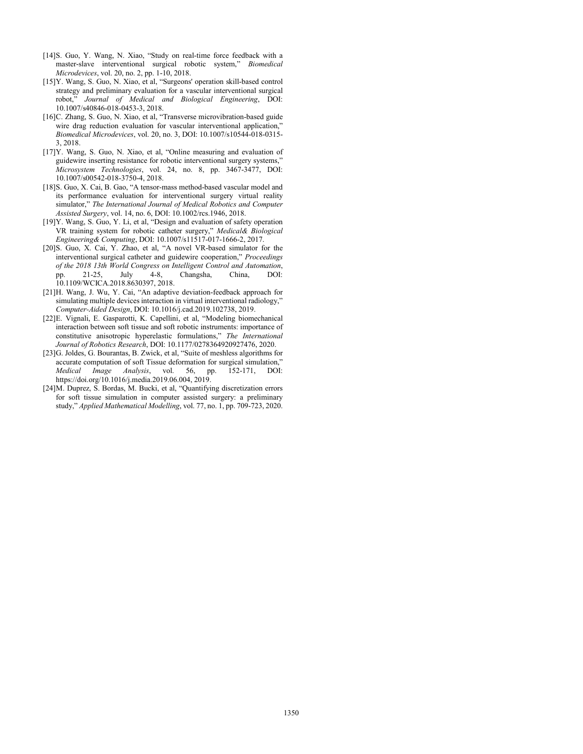[14]S. Guo, Y. Wang, N. Xiao, "Study on real-time force feedback with a master-slave interventional surgical robotic system," *Biomedical Microdevices*, vol. 20, no. 2, pp. 1-10, 2018.

[15]Y. Wang, S. Guo, N. Xiao, et al, "Surgeons' operation skill-based control strategy and preliminary evaluation for a vascular interventional surgical robot," *Journal of Medical and Biological Engineering*, DOI: 10.1007/s40846-018-0453-3, 2018.

[16]C. Zhang, S. Guo, N. Xiao, et al, "Transverse microvibration-based guide wire drag reduction evaluation for vascular interventional application," *Biomedical Microdevices*, vol. 20, no. 3, DOI: 10.1007/s10544-018-0315-3, 2018.

[17]Y. Wang, S. Guo, N. Xiao, et al, "Online measuring and evaluation of guidewire inserting resistance for robotic interventional surgery systems," *Microsystem Technologies*, vol. 24, no. 8, pp. 3467-3477, DOI: 10.1007/s00542-018-3750-4, 2018.

[18]S. Guo, X. Cai, B. Gao, "A tensor-mass method-based vascular model and its performance evaluation for interventional surgery virtual reality simulator," *The International Journal of Medical Robotics and Computer Assisted Surgery*, vol. 14, no. 6, DOI: 10.1002/rcs.1946, 2018.

[19]Y. Wang, S. Guo, Y. Li, et al, "Design and evaluation of safety operation VR training system for robotic catheter surgery," *Medical& Biological Engineering& Computing*, DOI: 10.1007/s11517-017-1666-2, 2017.

[20]S. Guo, X. Cai, Y. Zhao, et al, "A novel VR-based simulator for the interventional surgical catheter and guidewire cooperation," *Proceedings of the 2018 13th World Congress on Intelligent Control and Automation*, pp. 21-25, July 4-8, Changsha, China, DOI: 10.1109/WCICA.2018.8630397, 2018.

[21]H. Wang, J. Wu, Y. Cai, "An adaptive deviation-feedback approach for simulating multiple devices interaction in virtual interventional radiology," *Computer-Aided Design*, DOI: 10.1016/j.cad.2019.102738, 2019.

[22]E. Vignali, E. Gasparotti, K. Capellini, et al, "Modeling biomechanical interaction between soft tissue and soft robotic instruments: importance of constitutive anisotropic hyperelastic formulations," *The International Journal of Robotics Research*, DOI: 10.1177/0278364920927476, 2020.

[23]G. Joldes, G. Bourantas, B. Zwick, et al, "Suite of meshless algorithms for accurate computation of soft Tissue deformation for surgical simulation," *Medical Image Analysis*, vol. 56, pp. 152-171, DOI: https://doi.org/10.1016/j.media.2019.06.004, 2019.

[24]M. Duprez, S. Bordas, M. Bucki, et al, "Quantifying discretization errors for soft tissue simulation in computer assisted surgery: a preliminary study," *Applied Mathematical Modelling*, vol. 77, no. 1, pp. 709-723, 2020.